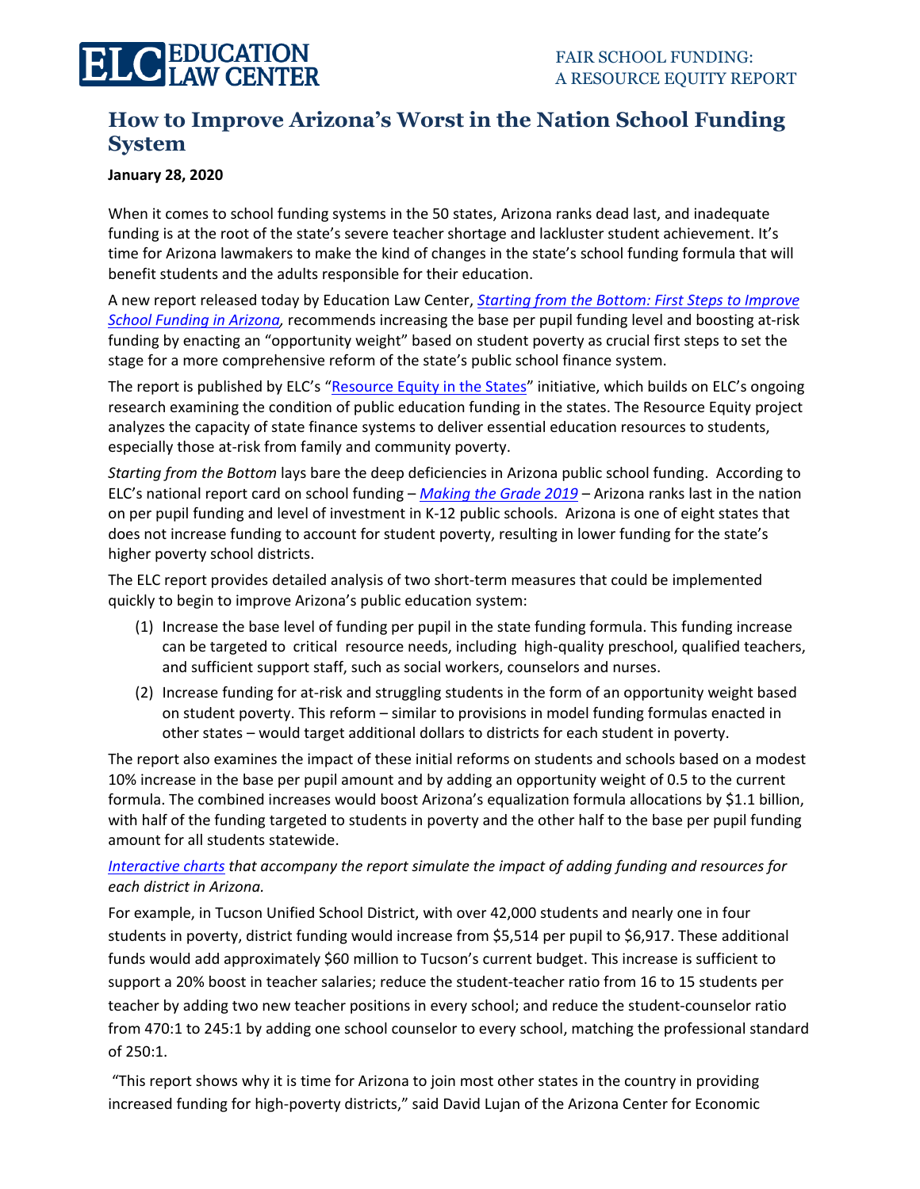# How to Improve Arizona's Worst in the Nation School Funding System

**January 28, 2020**

When it comes to school funding systems in the 50 states, Arizona ranks dead last, and inadequate funding is at the root of the state's severe teacher shortage and lackluster student achievement. It's time for Arizona lawmakers to make the kind of changes in the state's school funding formula that will benefit students and the adults responsible for their education.

A new report released today by Education Law Center, *Starting from the Bottom: First Steps to Improve School Funding in Arizona,* recommends increasing the base per pupil funding level and boosting at-risk funding by enacting an "opportunity weight" based on student poverty as crucial first steps to set the stage for a more comprehensive reform of the state's public school finance system.

The report is published by ELC's "Resource Equity in the States" initiative, which builds on ELC's ongoing research examining the condition of public education funding in the states. The Resource Equity project analyzes the capacity of state finance systems to deliver essential education resources to students, especially those at-risk from family and community poverty.

*Starting from the Bottom* lays bare the deep deficiencies in Arizona public school funding. According to ELC's national report card on school funding – *Making the Grade 2019* – Arizona ranks last in the nation on per pupil funding and level of investment in K-12 public schools. Arizona is one of eight states that does not increase funding to account for student poverty, resulting in lower funding for the state's higher poverty school districts.

The ELC report provides detailed analysis of two short-term measures that could be implemented quickly to begin to improve Arizona's public education system:

1. Increase the base level of funding per pupil in the state funding formula. This funding increase can be targeted to critical resource needs, including high-quality preschool, qualified teachers, and sufficient support staff, such as social workers, counselors and nurses.
2. Increase funding for at-risk and struggling students in the form of an opportunity weight based on student poverty. This reform – similar to provisions in model funding formulas enacted in other states – would target additional dollars to districts for each student in poverty.

The report also examines the impact of these initial reforms on students and schools based on a modest 10% increase in the base per pupil amount and by adding an opportunity weight of 0.5 to the current formula. The combined increases would boost Arizona's equalization formula allocations by $1.1 billion, with half of the funding targeted to students in poverty and the other half to the base per pupil funding amount for all students statewide.

*Interactive charts that accompany the report simulate the impact of adding funding and resources for each district in Arizona.*

For example, in Tucson Unified School District, with over 42,000 students and nearly one in four students in poverty, district funding would increase from $5,514 per pupil to $6,917. These additional funds would add approximately $60 million to Tucson's current budget. This increase is sufficient to support a 20% boost in teacher salaries; reduce the student-teacher ratio from 16 to 15 students per teacher by adding two new teacher positions in every school; and reduce the student-counselor ratio from 470:1 to 245:1 by adding one school counselor to every school, matching the professional standard of 250:1.

"This report shows why it is time for Arizona to join most other states in the country in providing increased funding for high-poverty districts," said David Lujan of the Arizona Center for Economic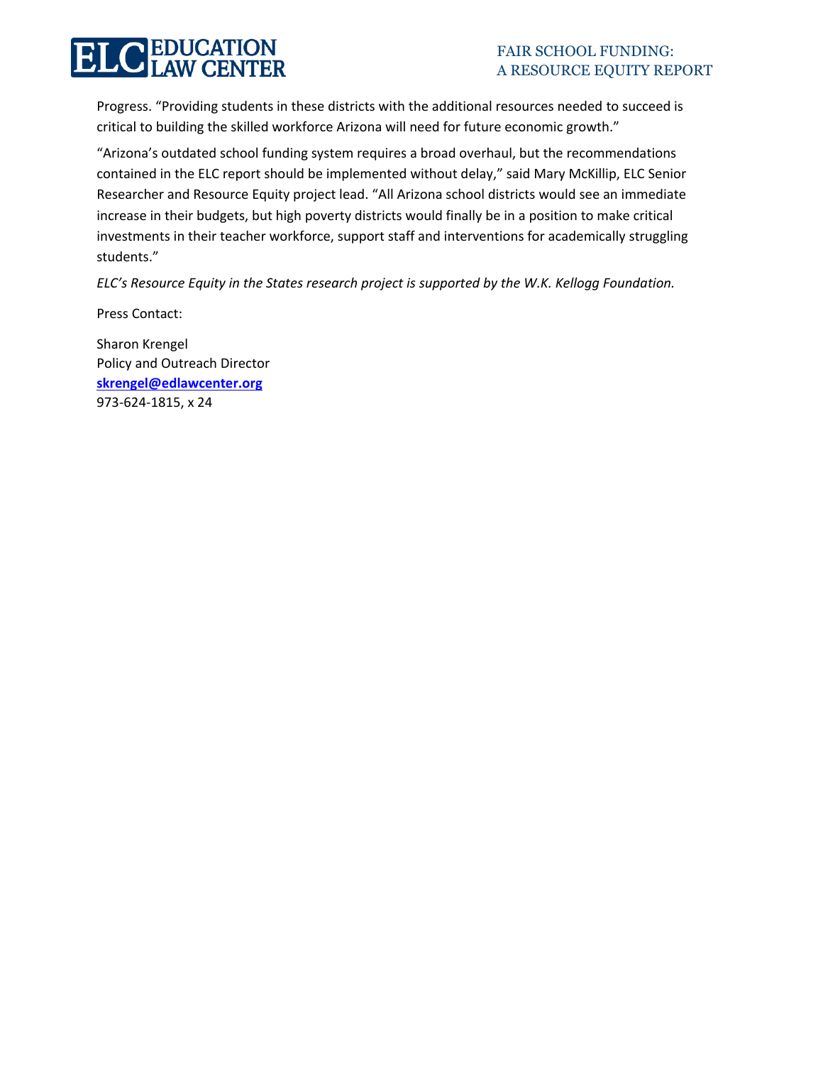Progress. “Providing students in these districts with the additional resources needed to succeed is critical to building the skilled workforce Arizona will need for future economic growth.”

“Arizona’s outdated school funding system requires a broad overhaul, but the recommendations contained in the ELC report should be implemented without delay,” said Mary McKillip, ELC Senior Researcher and Resource Equity project lead. “All Arizona school districts would see an immediate increase in their budgets, but high poverty districts would finally be in a position to make critical investments in their teacher workforce, support staff and interventions for academically struggling students.”

*ELC’s Resource Equity in the States research project is supported by the W.K. Kellogg Foundation.*

Press Contact:

Sharon Krengel
Policy and Outreach Director
**skrengel@edlawcenter.org**
973-624-1815, x 24